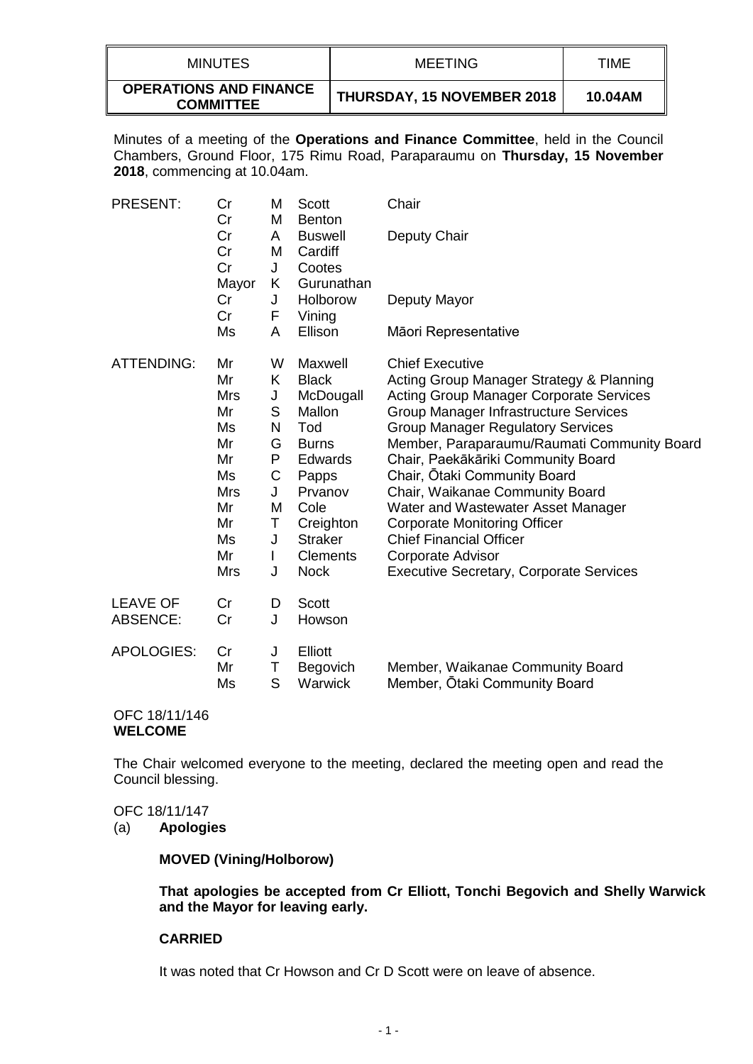| MINUTES | MEETING | TIME |
|---|---|---|
| **OPERATIONS AND FINANCE COMMITTEE** | **THURSDAY, 15 NOVEMBER 2018** | **10.04AM** |

Minutes of a meeting of the **Operations and Finance Committee**, held in the Council Chambers, Ground Floor, 175 Rimu Road, Paraparaumu on **Thursday, 15 November 2018**, commencing at 10.04am.

| | | | | |
|---|---|---|---|---|
| PRESENT: | Cr | M | Scott | Chair |
| | Cr | M | Benton | |
| | Cr | A | Buswell | Deputy Chair |
| | Cr | M | Cardiff | |
| | Cr | J | Cootes | |
| | Mayor | K | Gurunathan | |
| | Cr | J | Holborow | Deputy Mayor |
| | Cr | F | Vining | |
| | Ms | A | Ellison | Māori Representative |
| ATTENDING: | Mr | W | Maxwell | Chief Executive |
| | Mr | K | Black | Acting Group Manager Strategy & Planning |
| | Mrs | J | McDougall | Acting Group Manager Corporate Services |
| | Mr | S | Mallon | Group Manager Infrastructure Services |
| | Ms | N | Tod | Group Manager Regulatory Services |
| | Mr | G | Burns | Member, Paraparaumu/Raumati Community Board |
| | Mr | P | Edwards | Chair, Paekākāriki Community Board |
| | Ms | C | Papps | Chair, Ōtaki Community Board |
| | Mrs | J | Prvanov | Chair, Waikanae Community Board |
| | Mr | M | Cole | Water and Wastewater Asset Manager |
| | Mr | T | Creighton | Corporate Monitoring Officer |
| | Ms | J | Straker | Chief Financial Officer |
| | Mr | I | Clements | Corporate Advisor |
| | Mrs | J | Nock | Executive Secretary, Corporate Services |
| LEAVE OF ABSENCE: | Cr | D | Scott | |
| | Cr | J | Howson | |
| APOLOGIES: | Cr | J | Elliott | |
| | Mr | T | Begovich | Member, Waikanae Community Board |
| | Ms | S | Warwick | Member, Ōtaki Community Board |

OFC 18/11/146
**WELCOME**

The Chair welcomed everyone to the meeting, declared the meeting open and read the Council blessing.

OFC 18/11/147
(a) **Apologies**

**MOVED (Vining/Holborow)**

**That apologies be accepted from Cr Elliott, Tonchi Begovich and Shelly Warwick and the Mayor for leaving early.**

**CARRIED**

It was noted that Cr Howson and Cr D Scott were on leave of absence.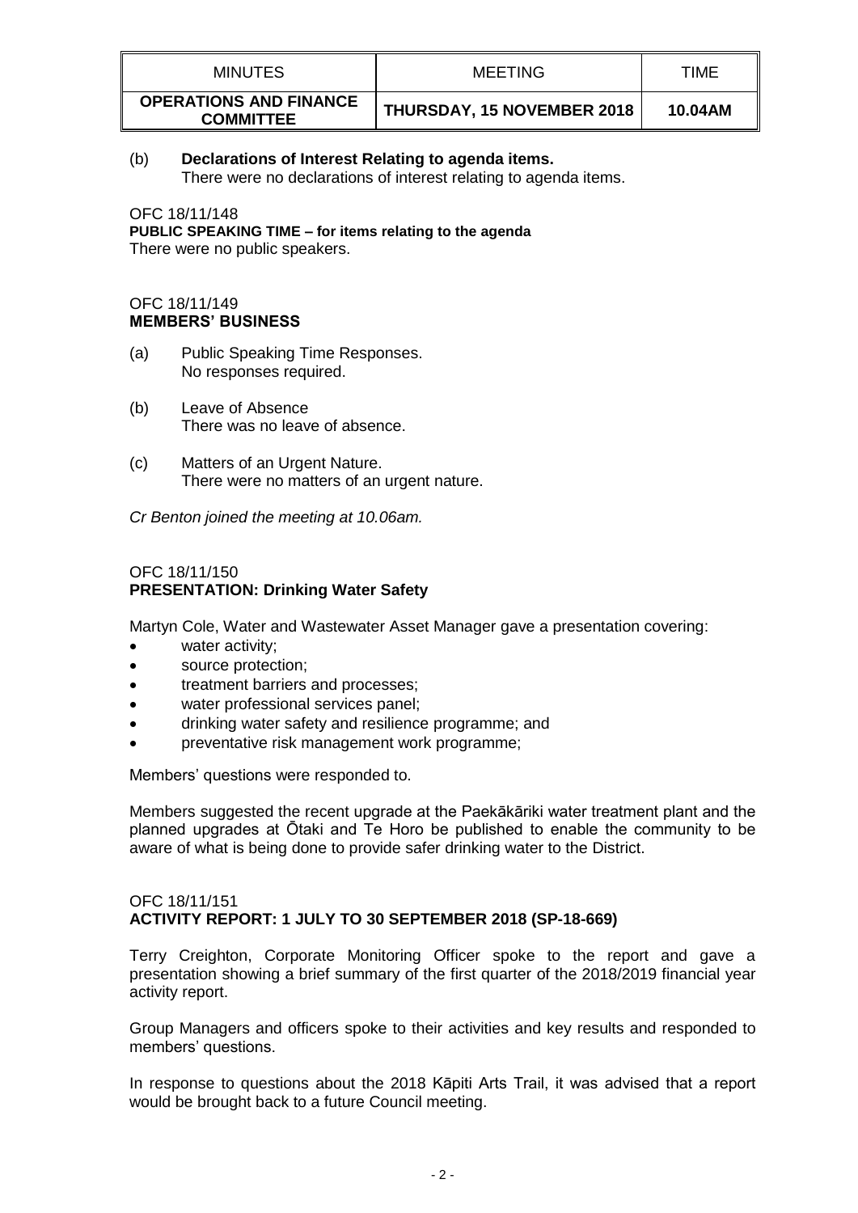| MINUTES | MEETING | TIME |
|---|---|---|
| **OPERATIONS AND FINANCE COMMITTEE** | **THURSDAY, 15 NOVEMBER 2018** | **10.04AM** |

(b) **Declarations of Interest Relating to agenda items.**
There were no declarations of interest relating to agenda items.

OFC 18/11/148
**PUBLIC SPEAKING TIME – for items relating to the agenda**
There were no public speakers.

OFC 18/11/149
**MEMBERS' BUSINESS**

(a) Public Speaking Time Responses.
No responses required.

(b) Leave of Absence
There was no leave of absence.

(c) Matters of an Urgent Nature.
There were no matters of an urgent nature.

*Cr Benton joined the meeting at 10.06am.*

OFC 18/11/150
**PRESENTATION: Drinking Water Safety**

Martyn Cole, Water and Wastewater Asset Manager gave a presentation covering:

- water activity;
- source protection;
- treatment barriers and processes;
- water professional services panel;
- drinking water safety and resilience programme; and
- preventative risk management work programme;

Members' questions were responded to.

Members suggested the recent upgrade at the Paekākāriki water treatment plant and the planned upgrades at Ōtaki and Te Horo be published to enable the community to be aware of what is being done to provide safer drinking water to the District.

OFC 18/11/151
**ACTIVITY REPORT: 1 JULY TO 30 SEPTEMBER 2018 (SP-18-669)**

Terry Creighton, Corporate Monitoring Officer spoke to the report and gave a presentation showing a brief summary of the first quarter of the 2018/2019 financial year activity report.

Group Managers and officers spoke to their activities and key results and responded to members' questions.

In response to questions about the 2018 Kāpiti Arts Trail, it was advised that a report would be brought back to a future Council meeting.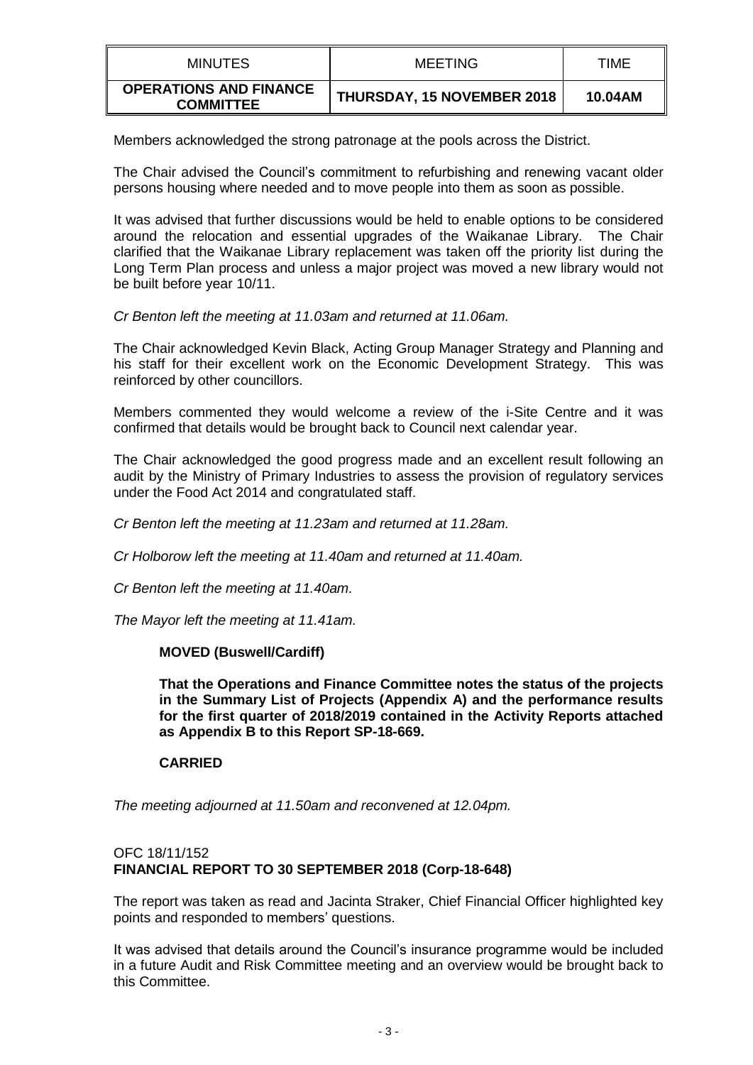Members acknowledged the strong patronage at the pools across the District.

The Chair advised the Council's commitment to refurbishing and renewing vacant older persons housing where needed and to move people into them as soon as possible.

It was advised that further discussions would be held to enable options to be considered around the relocation and essential upgrades of the Waikanae Library. The Chair clarified that the Waikanae Library replacement was taken off the priority list during the Long Term Plan process and unless a major project was moved a new library would not be built before year 10/11.

*Cr Benton left the meeting at 11.03am and returned at 11.06am.*

The Chair acknowledged Kevin Black, Acting Group Manager Strategy and Planning and his staff for their excellent work on the Economic Development Strategy. This was reinforced by other councillors.

Members commented they would welcome a review of the i-Site Centre and it was confirmed that details would be brought back to Council next calendar year.

The Chair acknowledged the good progress made and an excellent result following an audit by the Ministry of Primary Industries to assess the provision of regulatory services under the Food Act 2014 and congratulated staff.

*Cr Benton left the meeting at 11.23am and returned at 11.28am.*

*Cr Holborow left the meeting at 11.40am and returned at 11.40am.*

*Cr Benton left the meeting at 11.40am.*

*The Mayor left the meeting at 11.41am.*

**MOVED (Buswell/Cardiff)**

**That the Operations and Finance Committee notes the status of the projects in the Summary List of Projects (Appendix A) and the performance results for the first quarter of 2018/2019 contained in the Activity Reports attached as Appendix B to this Report SP-18-669.**

**CARRIED**

*The meeting adjourned at 11.50am and reconvened at 12.04pm.*

OFC 18/11/152
**FINANCIAL REPORT TO 30 SEPTEMBER 2018 (Corp-18-648)**

The report was taken as read and Jacinta Straker, Chief Financial Officer highlighted key points and responded to members' questions.

It was advised that details around the Council's insurance programme would be included in a future Audit and Risk Committee meeting and an overview would be brought back to this Committee.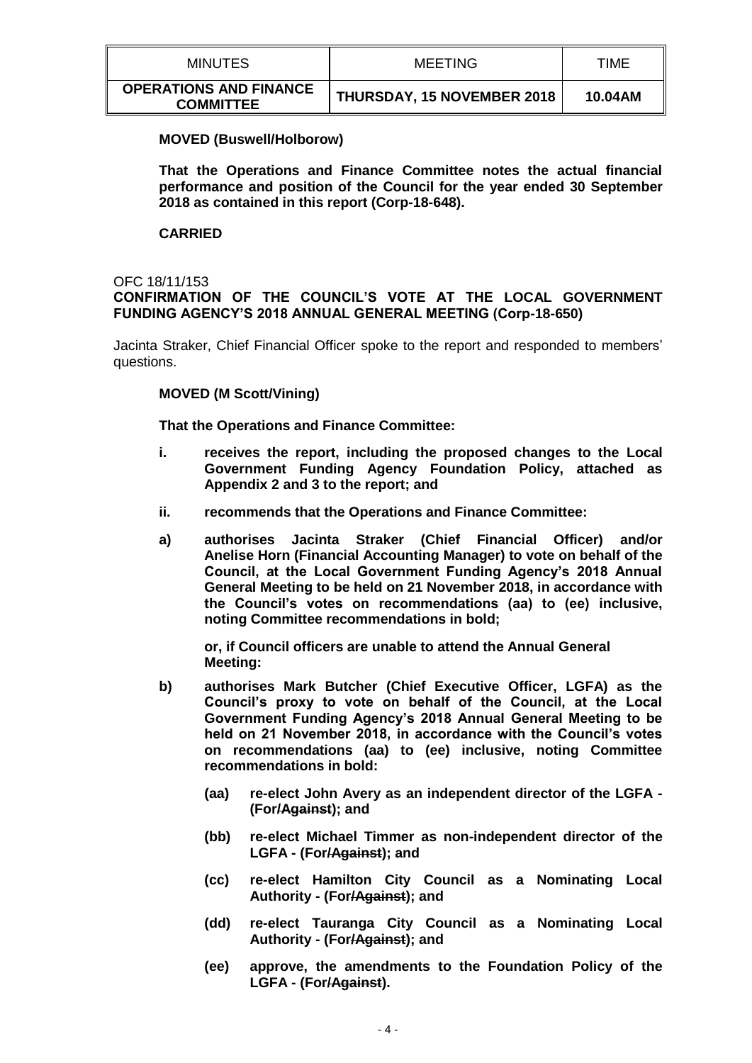**MOVED (Buswell/Holborow)**

**That the Operations and Finance Committee notes the actual financial performance and position of the Council for the year ended 30 September 2018 as contained in this report (Corp-18-648).**

**CARRIED**

OFC 18/11/153

**CONFIRMATION OF THE COUNCIL'S VOTE AT THE LOCAL GOVERNMENT FUNDING AGENCY'S 2018 ANNUAL GENERAL MEETING (Corp-18-650)**

Jacinta Straker, Chief Financial Officer spoke to the report and responded to members' questions.

**MOVED (M Scott/Vining)**

**That the Operations and Finance Committee:**

**i. receives the report, including the proposed changes to the Local Government Funding Agency Foundation Policy, attached as Appendix 2 and 3 to the report; and**

**ii. recommends that the Operations and Finance Committee:**

**a) authorises Jacinta Straker (Chief Financial Officer) and/or Anelise Horn (Financial Accounting Manager) to vote on behalf of the Council, at the Local Government Funding Agency's 2018 Annual General Meeting to be held on 21 November 2018, in accordance with the Council's votes on recommendations (aa) to (ee) inclusive, noting Committee recommendations in bold;**

**or, if Council officers are unable to attend the Annual General Meeting:**

**b) authorises Mark Butcher (Chief Executive Officer, LGFA) as the Council's proxy to vote on behalf of the Council, at the Local Government Funding Agency's 2018 Annual General Meeting to be held on 21 November 2018, in accordance with the Council's votes on recommendations (aa) to (ee) inclusive, noting Committee recommendations in bold:**

- **(aa) re-elect John Avery as an independent director of the LGFA - (For/~~Against~~); and**
- **(bb) re-elect Michael Timmer as non-independent director of the LGFA - (For/~~Against~~); and**
- **(cc) re-elect Hamilton City Council as a Nominating Local Authority - (For/~~Against~~); and**
- **(dd) re-elect Tauranga City Council as a Nominating Local Authority - (For/~~Against~~); and**
- **(ee) approve, the amendments to the Foundation Policy of the LGFA - (For/~~Against~~).**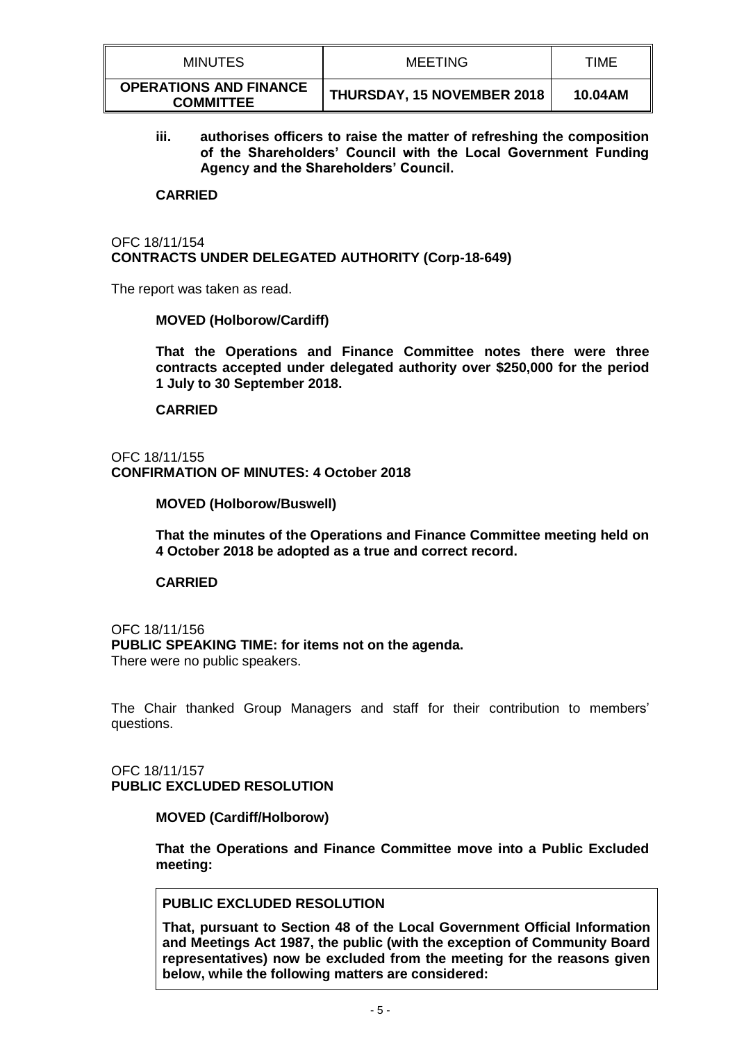**iii. authorises officers to raise the matter of refreshing the composition of the Shareholders' Council with the Local Government Funding Agency and the Shareholders' Council.**

**CARRIED**

OFC 18/11/154
**CONTRACTS UNDER DELEGATED AUTHORITY (Corp-18-649)**

The report was taken as read.

**MOVED (Holborow/Cardiff)**

**That the Operations and Finance Committee notes there were three contracts accepted under delegated authority over $250,000 for the period 1 July to 30 September 2018.**

**CARRIED**

OFC 18/11/155
**CONFIRMATION OF MINUTES: 4 October 2018**

**MOVED (Holborow/Buswell)**

**That the minutes of the Operations and Finance Committee meeting held on 4 October 2018 be adopted as a true and correct record.**

**CARRIED**

OFC 18/11/156
**PUBLIC SPEAKING TIME: for items not on the agenda.**
There were no public speakers.

The Chair thanked Group Managers and staff for their contribution to members' questions.

OFC 18/11/157
**PUBLIC EXCLUDED RESOLUTION**

**MOVED (Cardiff/Holborow)**

**That the Operations and Finance Committee move into a Public Excluded meeting:**

**PUBLIC EXCLUDED RESOLUTION**

**That, pursuant to Section 48 of the Local Government Official Information and Meetings Act 1987, the public (with the exception of Community Board representatives) now be excluded from the meeting for the reasons given below, while the following matters are considered:**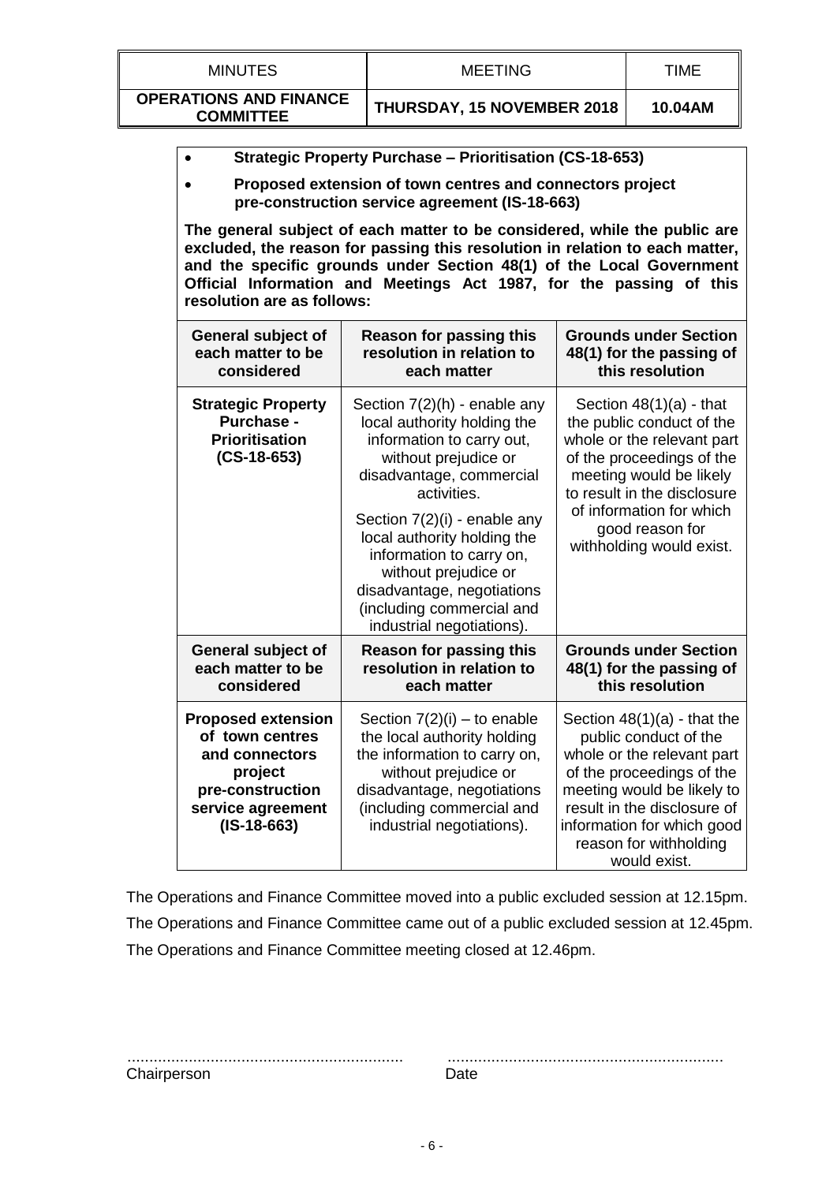- **Strategic Property Purchase – Prioritisation (CS-18-653)**
- **Proposed extension of town centres and connectors project pre-construction service agreement (IS-18-663)**

**The general subject of each matter to be considered, while the public are excluded, the reason for passing this resolution in relation to each matter, and the specific grounds under Section 48(1) of the Local Government Official Information and Meetings Act 1987, for the passing of this resolution are as follows:**

| General subject of each matter to be considered | Reason for passing this resolution in relation to each matter | Grounds under Section 48(1) for the passing of this resolution |
|---|---|---|
| **Strategic Property Purchase - Prioritisation (CS-18-653)** | Section 7(2)(h) - enable any local authority holding the information to carry out, without prejudice or disadvantage, commercial activities.<br><br>Section 7(2)(i) - enable any local authority holding the information to carry on, without prejudice or disadvantage, negotiations (including commercial and industrial negotiations). | Section 48(1)(a) - that the public conduct of the whole or the relevant part of the proceedings of the meeting would be likely to result in the disclosure of information for which good reason for withholding would exist. |
| **General subject of each matter to be considered** | **Reason for passing this resolution in relation to each matter** | **Grounds under Section 48(1) for the passing of this resolution** |
| **Proposed extension of town centres and connectors project pre-construction service agreement (IS-18-663)** | Section 7(2)(i) – to enable the local authority holding the information to carry on, without prejudice or disadvantage, negotiations (including commercial and industrial negotiations). | Section 48(1)(a) - that the public conduct of the whole or the relevant part of the proceedings of the meeting would be likely to result in the disclosure of information for which good reason for withholding would exist. |

The Operations and Finance Committee moved into a public excluded session at 12.15pm.

The Operations and Finance Committee came out of a public excluded session at 12.45pm.

The Operations and Finance Committee meeting closed at 12.46pm.

.............................................................. ..............................................................

Chairperson Date